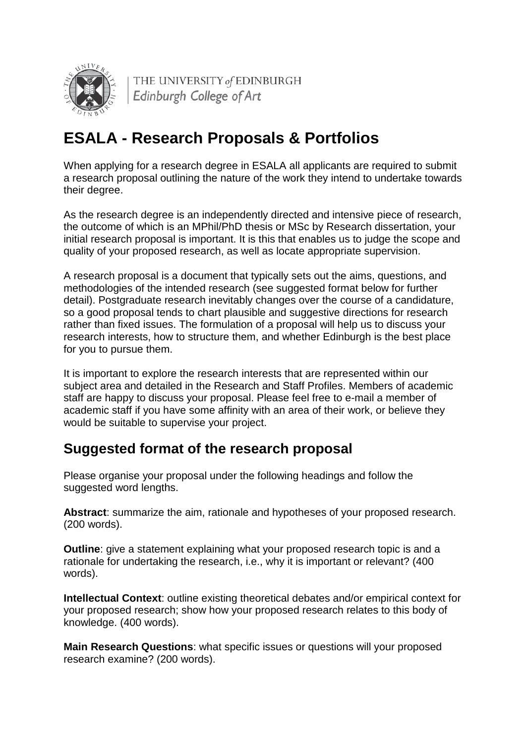THE UNIVERSITY *of* EDINBURGH
*Edinburgh College of Art*

# ESALA - Research Proposals & Portfolios

When applying for a research degree in ESALA all applicants are required to submit a research proposal outlining the nature of the work they intend to undertake towards their degree.

As the research degree is an independently directed and intensive piece of research, the outcome of which is an MPhil/PhD thesis or MSc by Research dissertation, your initial research proposal is important. It is this that enables us to judge the scope and quality of your proposed research, as well as locate appropriate supervision.

A research proposal is a document that typically sets out the aims, questions, and methodologies of the intended research (see suggested format below for further detail). Postgraduate research inevitably changes over the course of a candidature, so a good proposal tends to chart plausible and suggestive directions for research rather than fixed issues. The formulation of a proposal will help us to discuss your research interests, how to structure them, and whether Edinburgh is the best place for you to pursue them.

It is important to explore the research interests that are represented within our subject area and detailed in the Research and Staff Profiles. Members of academic staff are happy to discuss your proposal. Please feel free to e-mail a member of academic staff if you have some affinity with an area of their work, or believe they would be suitable to supervise your project.

## Suggested format of the research proposal

Please organise your proposal under the following headings and follow the suggested word lengths.

**Abstract**: summarize the aim, rationale and hypotheses of your proposed research. (200 words).

**Outline**: give a statement explaining what your proposed research topic is and a rationale for undertaking the research, i.e., why it is important or relevant? (400 words).

**Intellectual Context**: outline existing theoretical debates and/or empirical context for your proposed research; show how your proposed research relates to this body of knowledge. (400 words).

**Main Research Questions**: what specific issues or questions will your proposed research examine? (200 words).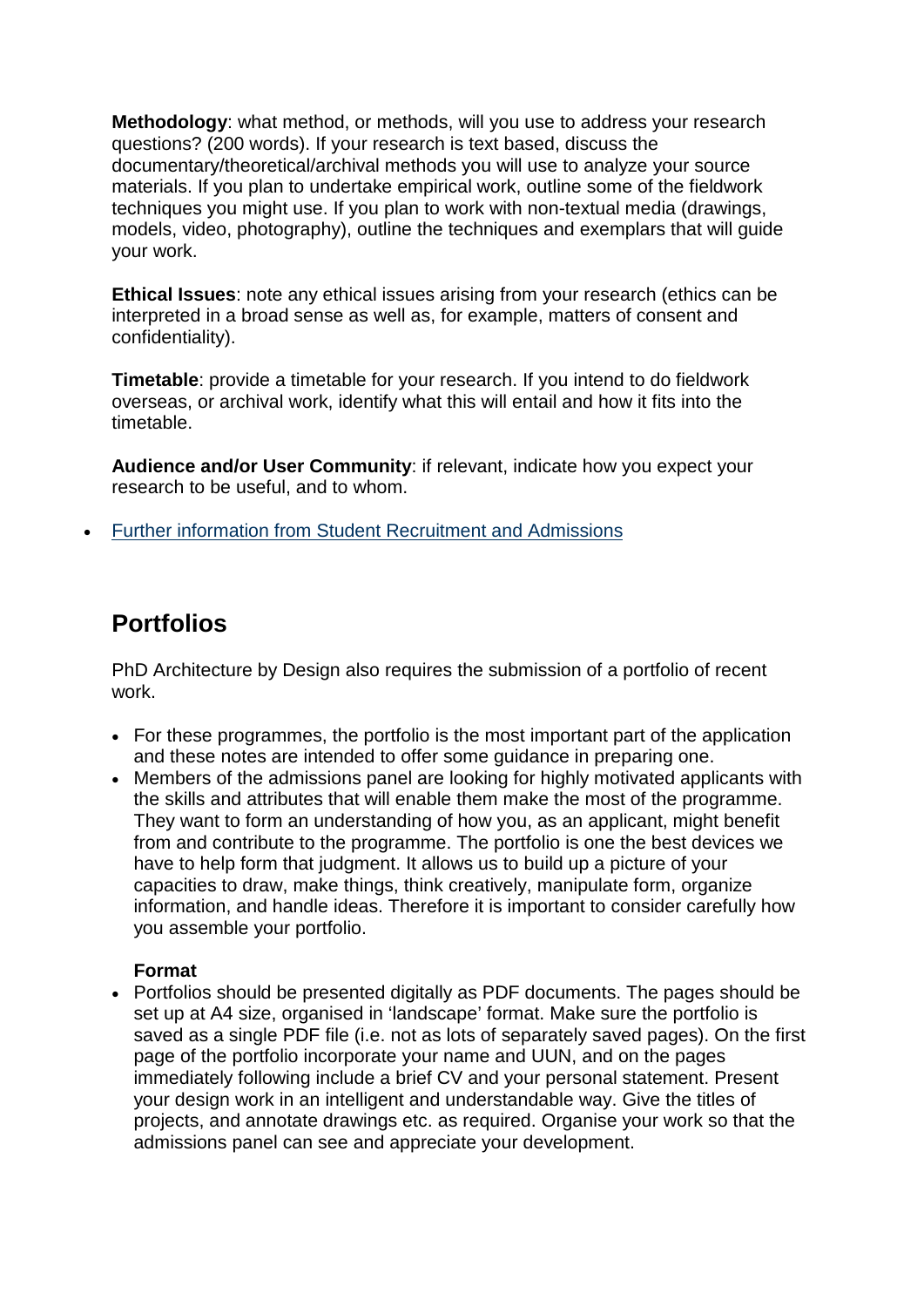**Methodology**: what method, or methods, will you use to address your research questions? (200 words). If your research is text based, discuss the documentary/theoretical/archival methods you will use to analyze your source materials. If you plan to undertake empirical work, outline some of the fieldwork techniques you might use. If you plan to work with non-textual media (drawings, models, video, photography), outline the techniques and exemplars that will guide your work.

**Ethical Issues**: note any ethical issues arising from your research (ethics can be interpreted in a broad sense as well as, for example, matters of consent and confidentiality).

**Timetable**: provide a timetable for your research. If you intend to do fieldwork overseas, or archival work, identify what this will entail and how it fits into the timetable.

**Audience and/or User Community**: if relevant, indicate how you expect your research to be useful, and to whom.

- Further information from Student Recruitment and Admissions

## Portfolios

PhD Architecture by Design also requires the submission of a portfolio of recent work.

- For these programmes, the portfolio is the most important part of the application and these notes are intended to offer some guidance in preparing one.
- Members of the admissions panel are looking for highly motivated applicants with the skills and attributes that will enable them make the most of the programme. They want to form an understanding of how you, as an applicant, might benefit from and contribute to the programme. The portfolio is one the best devices we have to help form that judgment. It allows us to build up a picture of your capacities to draw, make things, think creatively, manipulate form, organize information, and handle ideas. Therefore it is important to consider carefully how you assemble your portfolio.

**Format**

- Portfolios should be presented digitally as PDF documents. The pages should be set up at A4 size, organised in 'landscape' format. Make sure the portfolio is saved as a single PDF file (i.e. not as lots of separately saved pages). On the first page of the portfolio incorporate your name and UUN, and on the pages immediately following include a brief CV and your personal statement. Present your design work in an intelligent and understandable way. Give the titles of projects, and annotate drawings etc. as required. Organise your work so that the admissions panel can see and appreciate your development.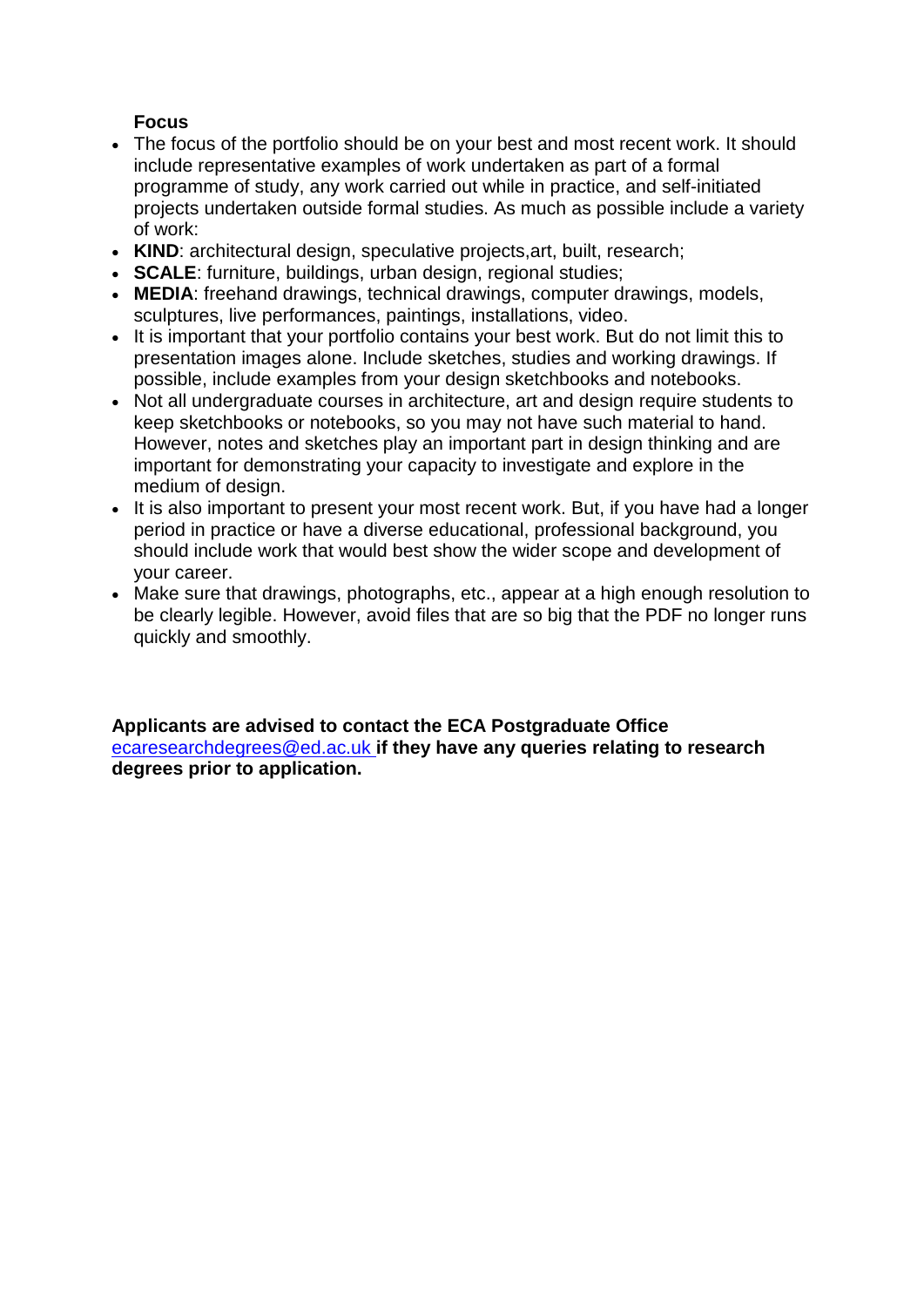**Focus**

- The focus of the portfolio should be on your best and most recent work. It should include representative examples of work undertaken as part of a formal programme of study, any work carried out while in practice, and self-initiated projects undertaken outside formal studies. As much as possible include a variety of work:
- **KIND**: architectural design, speculative projects,art, built, research;
- **SCALE**: furniture, buildings, urban design, regional studies;
- **MEDIA**: freehand drawings, technical drawings, computer drawings, models, sculptures, live performances, paintings, installations, video.
- It is important that your portfolio contains your best work. But do not limit this to presentation images alone. Include sketches, studies and working drawings. If possible, include examples from your design sketchbooks and notebooks.
- Not all undergraduate courses in architecture, art and design require students to keep sketchbooks or notebooks, so you may not have such material to hand. However, notes and sketches play an important part in design thinking and are important for demonstrating your capacity to investigate and explore in the medium of design.
- It is also important to present your most recent work. But, if you have had a longer period in practice or have a diverse educational, professional background, you should include work that would best show the wider scope and development of your career.
- Make sure that drawings, photographs, etc., appear at a high enough resolution to be clearly legible. However, avoid files that are so big that the PDF no longer runs quickly and smoothly.

**Applicants are advised to contact the ECA Postgraduate Office** ecaresearchdegrees@ed.ac.uk **if they have any queries relating to research degrees prior to application.**